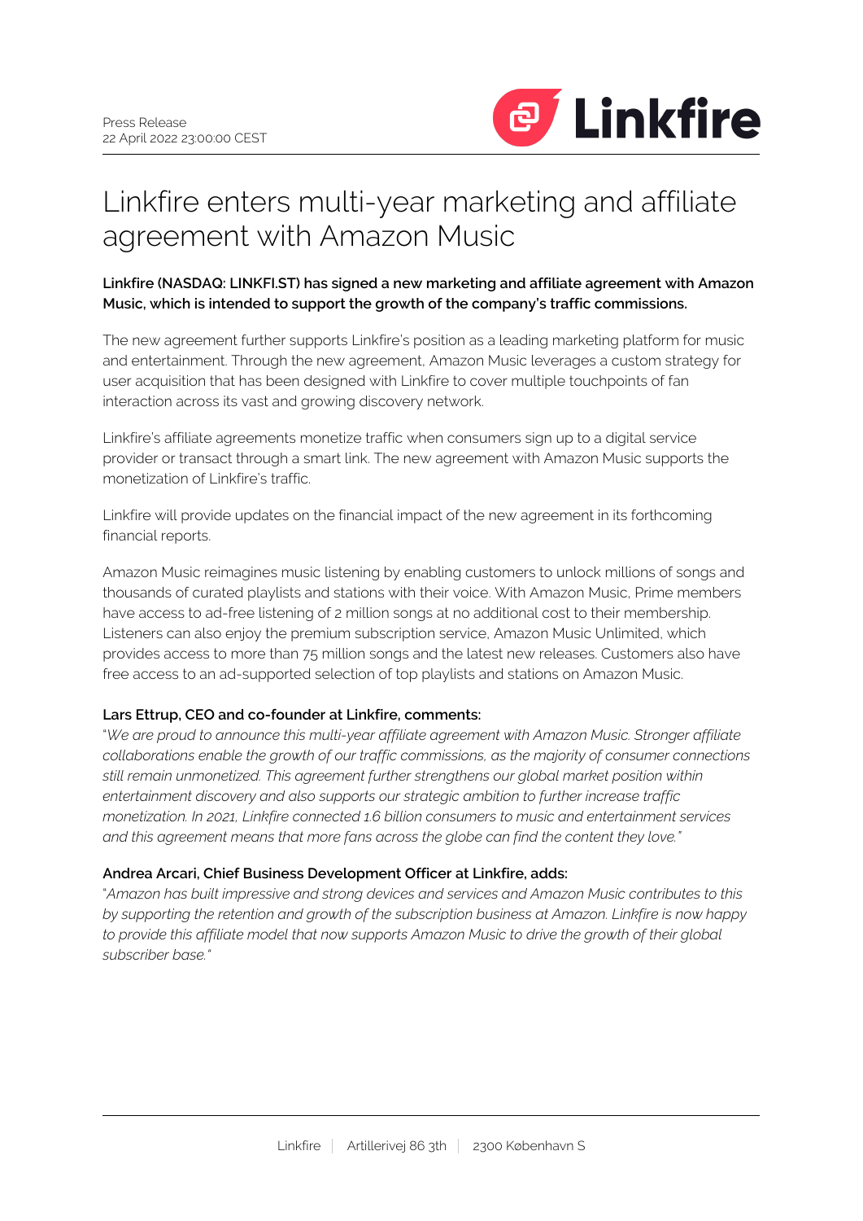Press Release
22 April 2022 23:00:00 CEST

# Linkfire enters multi-year marketing and affiliate agreement with Amazon Music

**Linkfire (NASDAQ: LINKFI.ST) has signed a new marketing and affiliate agreement with Amazon Music, which is intended to support the growth of the company's traffic commissions.**

The new agreement further supports Linkfire's position as a leading marketing platform for music and entertainment. Through the new agreement, Amazon Music leverages a custom strategy for user acquisition that has been designed with Linkfire to cover multiple touchpoints of fan interaction across its vast and growing discovery network.

Linkfire's affiliate agreements monetize traffic when consumers sign up to a digital service provider or transact through a smart link. The new agreement with Amazon Music supports the monetization of Linkfire's traffic.

Linkfire will provide updates on the financial impact of the new agreement in its forthcoming financial reports.

Amazon Music reimagines music listening by enabling customers to unlock millions of songs and thousands of curated playlists and stations with their voice. With Amazon Music, Prime members have access to ad-free listening of 2 million songs at no additional cost to their membership. Listeners can also enjoy the premium subscription service, Amazon Music Unlimited, which provides access to more than 75 million songs and the latest new releases. Customers also have free access to an ad-supported selection of top playlists and stations on Amazon Music.

**Lars Ettrup, CEO and co-founder at Linkfire, comments:**
"*We are proud to announce this multi-year affiliate agreement with Amazon Music. Stronger affiliate collaborations enable the growth of our traffic commissions, as the majority of consumer connections still remain unmonetized. This agreement further strengthens our global market position within entertainment discovery and also supports our strategic ambition to further increase traffic monetization. In 2021, Linkfire connected 1.6 billion consumers to music and entertainment services and this agreement means that more fans across the globe can find the content they love.*"

**Andrea Arcari, Chief Business Development Officer at Linkfire, adds:**
"*Amazon has built impressive and strong devices and services and Amazon Music contributes to this by supporting the retention and growth of the subscription business at Amazon. Linkfire is now happy to provide this affiliate model that now supports Amazon Music to drive the growth of their global subscriber base.*"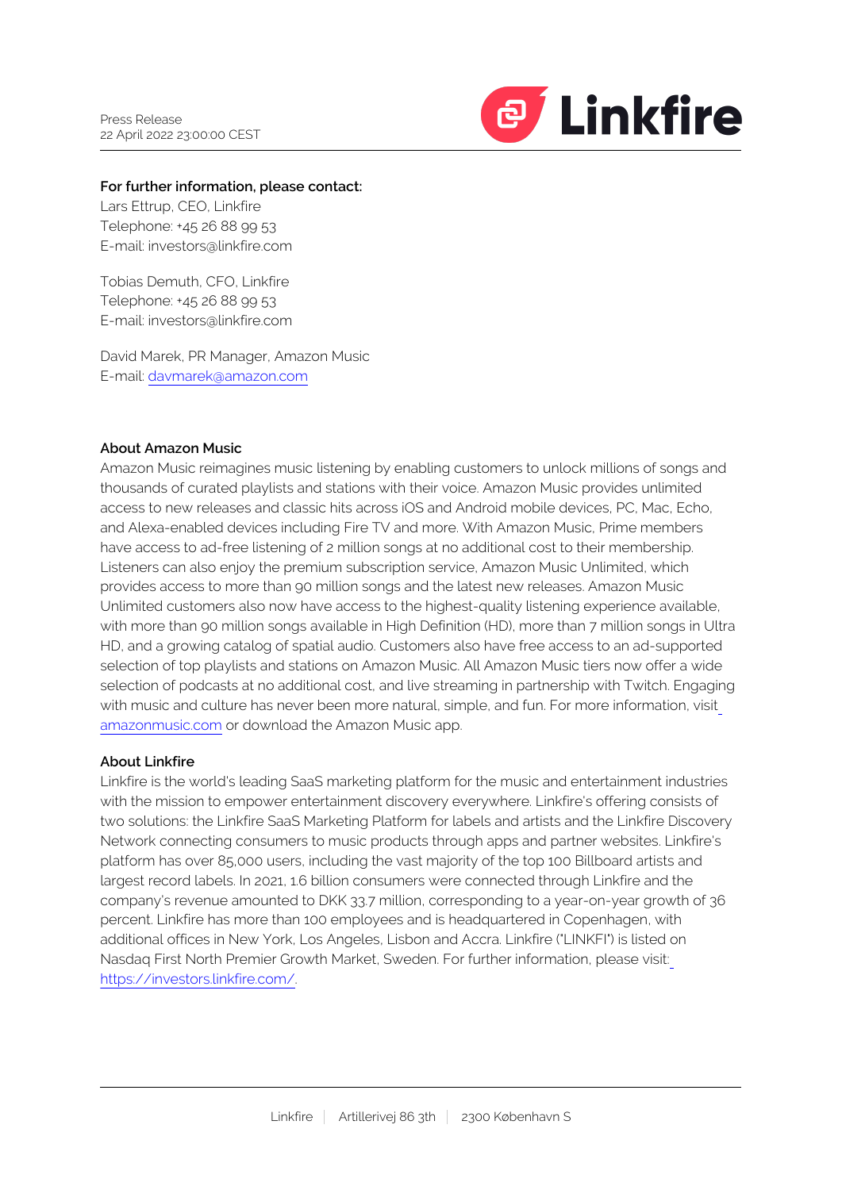Press Release
22 April 2022 23:00:00 CEST

**For further information, please contact:**
Lars Ettrup, CEO, Linkfire
Telephone: +45 26 88 99 53
E-mail: investors@linkfire.com

Tobias Demuth, CFO, Linkfire
Telephone: +45 26 88 99 53
E-mail: investors@linkfire.com

David Marek, PR Manager, Amazon Music
E-mail: davmarek@amazon.com

**About Amazon Music**
Amazon Music reimagines music listening by enabling customers to unlock millions of songs and thousands of curated playlists and stations with their voice. Amazon Music provides unlimited access to new releases and classic hits across iOS and Android mobile devices, PC, Mac, Echo, and Alexa-enabled devices including Fire TV and more. With Amazon Music, Prime members have access to ad-free listening of 2 million songs at no additional cost to their membership. Listeners can also enjoy the premium subscription service, Amazon Music Unlimited, which provides access to more than 90 million songs and the latest new releases. Amazon Music Unlimited customers also now have access to the highest-quality listening experience available, with more than 90 million songs available in High Definition (HD), more than 7 million songs in Ultra HD, and a growing catalog of spatial audio. Customers also have free access to an ad-supported selection of top playlists and stations on Amazon Music. All Amazon Music tiers now offer a wide selection of podcasts at no additional cost, and live streaming in partnership with Twitch. Engaging with music and culture has never been more natural, simple, and fun. For more information, visit amazonmusic.com or download the Amazon Music app.

**About Linkfire**
Linkfire is the world's leading SaaS marketing platform for the music and entertainment industries with the mission to empower entertainment discovery everywhere. Linkfire's offering consists of two solutions: the Linkfire SaaS Marketing Platform for labels and artists and the Linkfire Discovery Network connecting consumers to music products through apps and partner websites. Linkfire's platform has over 85,000 users, including the vast majority of the top 100 Billboard artists and largest record labels. In 2021, 1.6 billion consumers were connected through Linkfire and the company's revenue amounted to DKK 33.7 million, corresponding to a year-on-year growth of 36 percent. Linkfire has more than 100 employees and is headquartered in Copenhagen, with additional offices in New York, Los Angeles, Lisbon and Accra. Linkfire ("LINKFI") is listed on Nasdaq First North Premier Growth Market, Sweden. For further information, please visit: https://investors.linkfire.com/.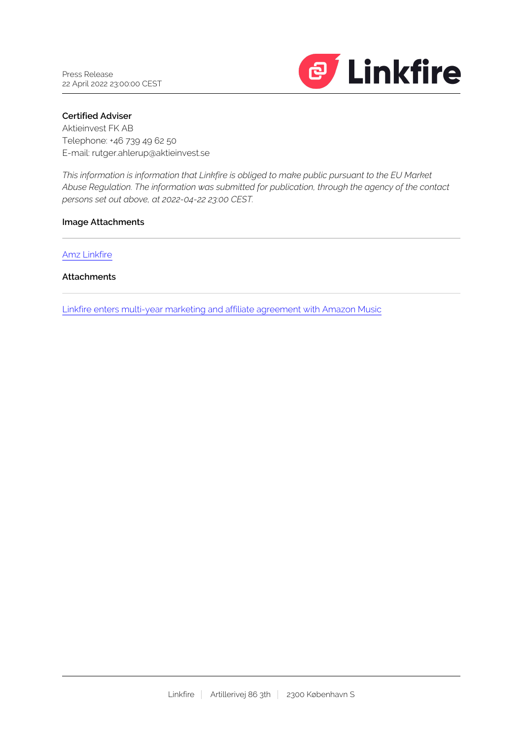**Certified Adviser**
Aktieinvest FK AB
Telephone: +46 739 49 62 50
E-mail: rutger.ahlerup@aktieinvest.se

*This information is information that Linkfire is obliged to make public pursuant to the EU Market Abuse Regulation. The information was submitted for publication, through the agency of the contact persons set out above, at 2022-04-22 23:00 CEST.*

**Image Attachments**

Amz Linkfire

**Attachments**

Linkfire enters multi-year marketing and affiliate agreement with Amazon Music